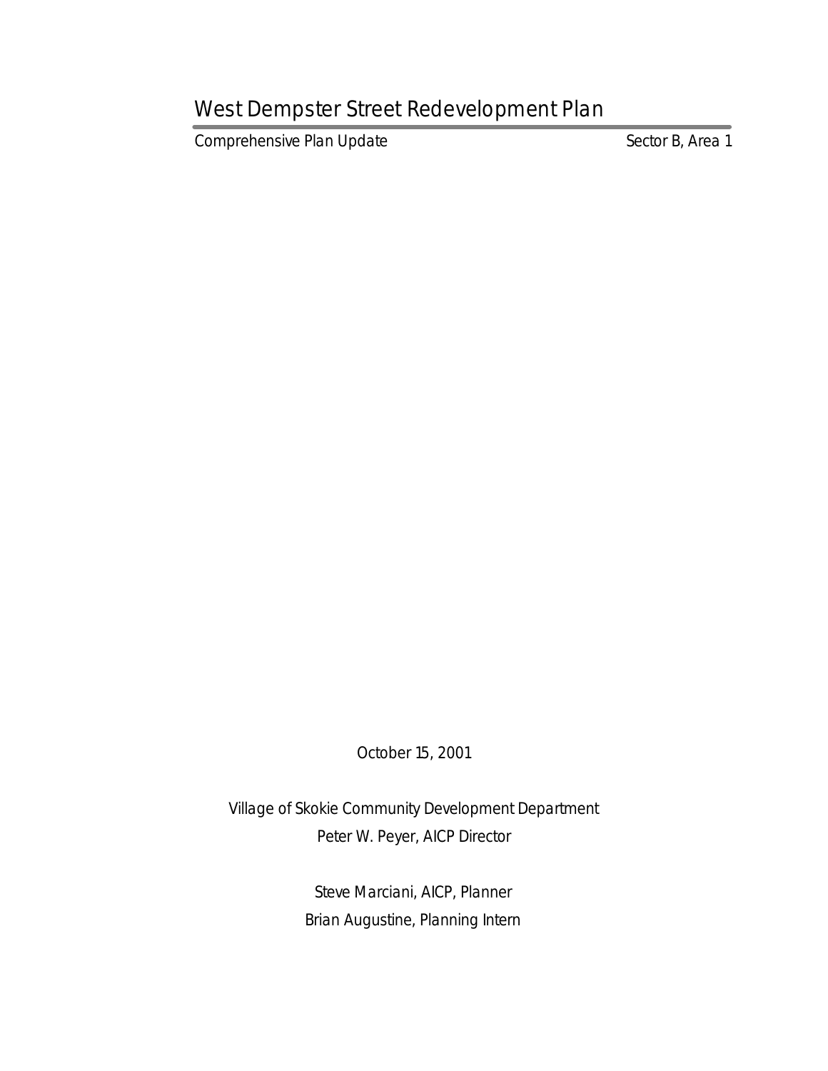# West Dempster Street Redevelopment Plan

Comprehensive Plan Update

Sector B, Area 1

October 15, 2001

Village of Skokie Community Development Department

Peter W. Peyer, AICP Director

Steve Marciani, AICP, Planner

Brian Augustine, Planning Intern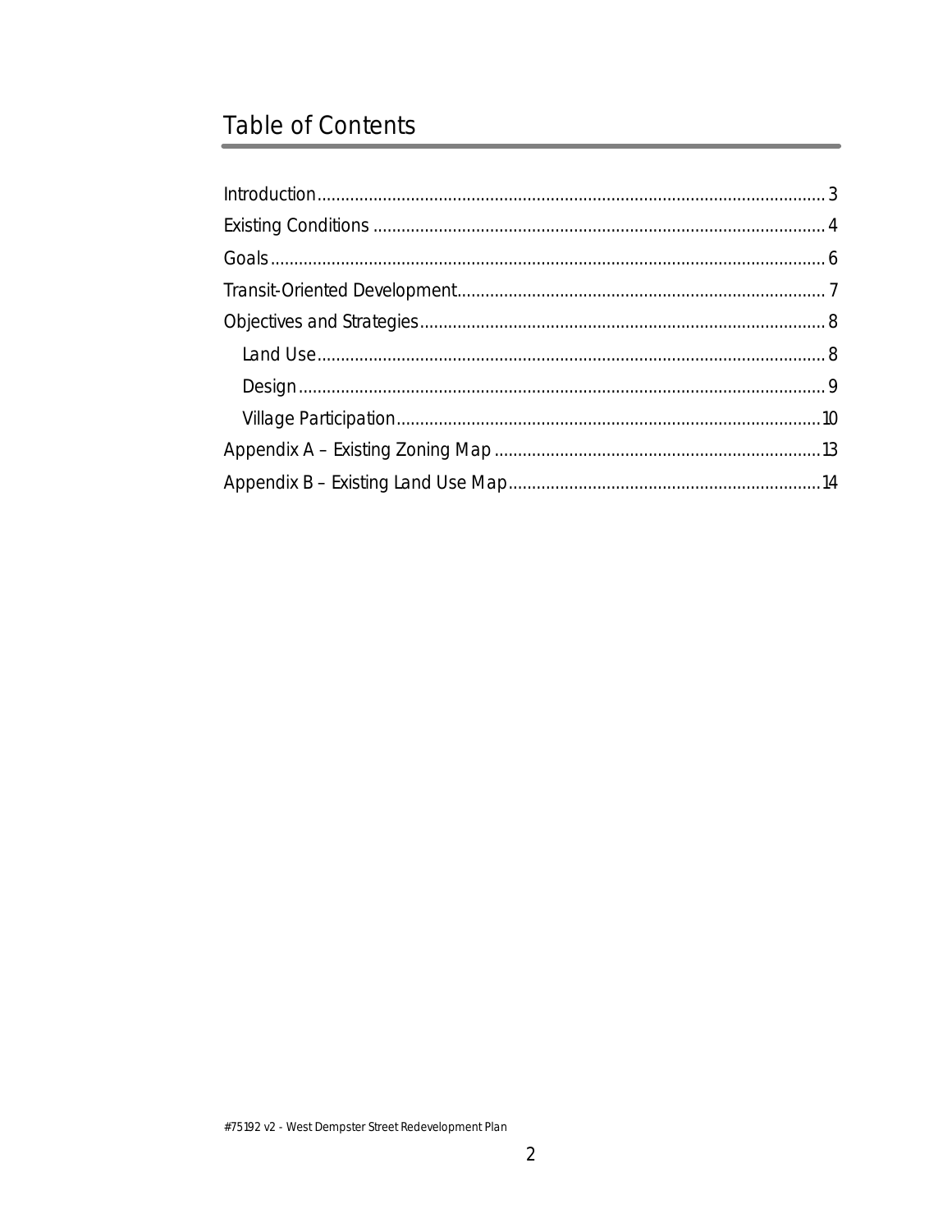# Table of Contents

Introduction........................................................................................................... 3

Existing Conditions ................................................................................................ 4

Goals..................................................................................................................... 6

Transit-Oriented Development............................................................................... 7

Objectives and Strategies...................................................................................... 8

  Land Use............................................................................................................ 8

  Design................................................................................................................ 9

  Village Participation.......................................................................................... 10

Appendix A – Existing Zoning Map ..................................................................... 13

Appendix B – Existing Land Use Map.................................................................. 14

#75192 v2 - West Dempster Street Redevelopment Plan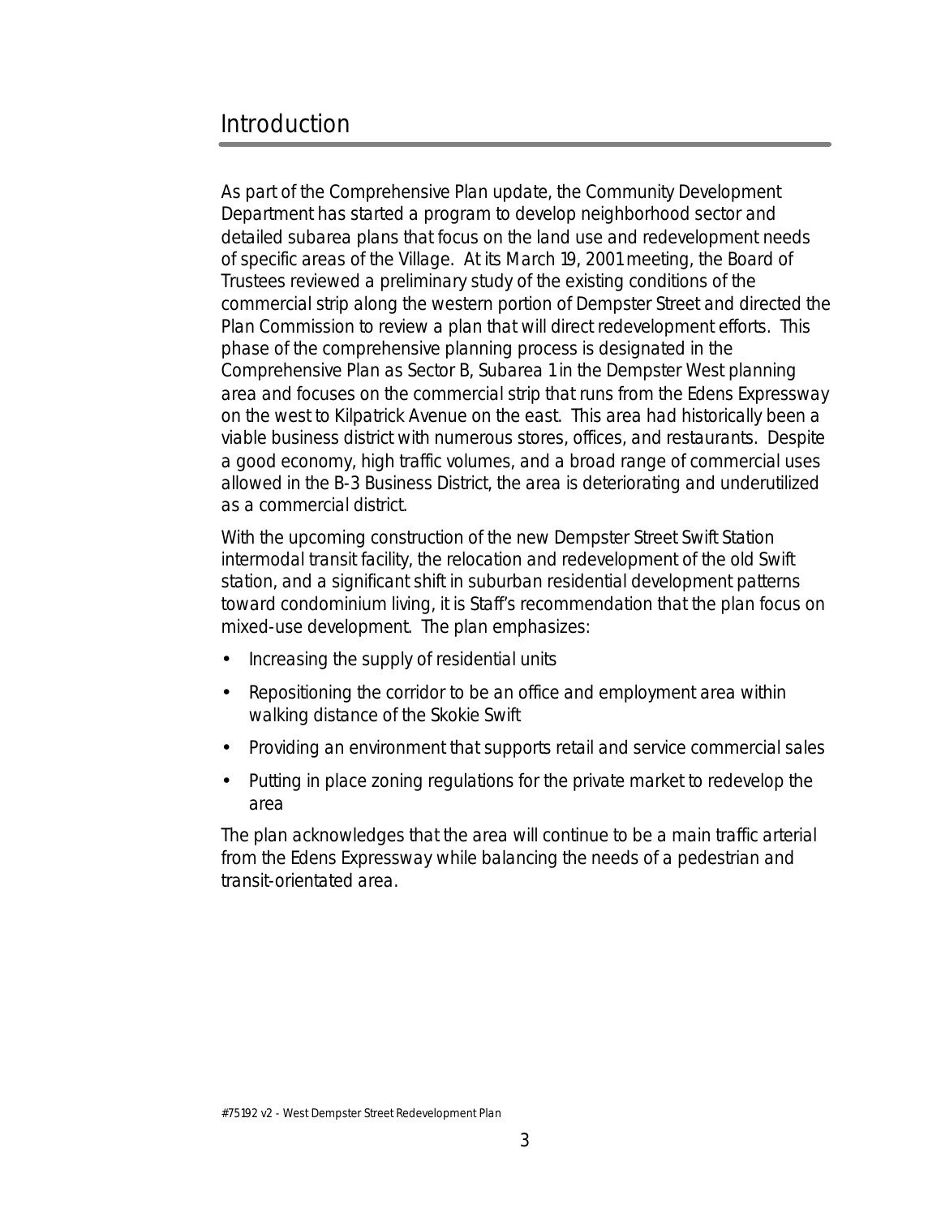# Introduction

As part of the Comprehensive Plan update, the Community Development Department has started a program to develop neighborhood sector and detailed subarea plans that focus on the land use and redevelopment needs of specific areas of the Village. At its March 19, 2001 meeting, the Board of Trustees reviewed a preliminary study of the existing conditions of the commercial strip along the western portion of Dempster Street and directed the Plan Commission to review a plan that will direct redevelopment efforts. This phase of the comprehensive planning process is designated in the Comprehensive Plan as Sector B, Subarea 1 in the Dempster West planning area and focuses on the commercial strip that runs from the Edens Expressway on the west to Kilpatrick Avenue on the east. This area had historically been a viable business district with numerous stores, offices, and restaurants. Despite a good economy, high traffic volumes, and a broad range of commercial uses allowed in the B-3 Business District, the area is deteriorating and underutilized as a commercial district.

With the upcoming construction of the new Dempster Street Swift Station intermodal transit facility, the relocation and redevelopment of the old Swift station, and a significant shift in suburban residential development patterns toward condominium living, it is Staff's recommendation that the plan focus on mixed-use development. The plan emphasizes:

- Increasing the supply of residential units
- Repositioning the corridor to be an office and employment area within walking distance of the Skokie Swift
- Providing an environment that supports retail and service commercial sales
- Putting in place zoning regulations for the private market to redevelop the area

The plan acknowledges that the area will continue to be a main traffic arterial from the Edens Expressway while balancing the needs of a pedestrian and transit-orientated area.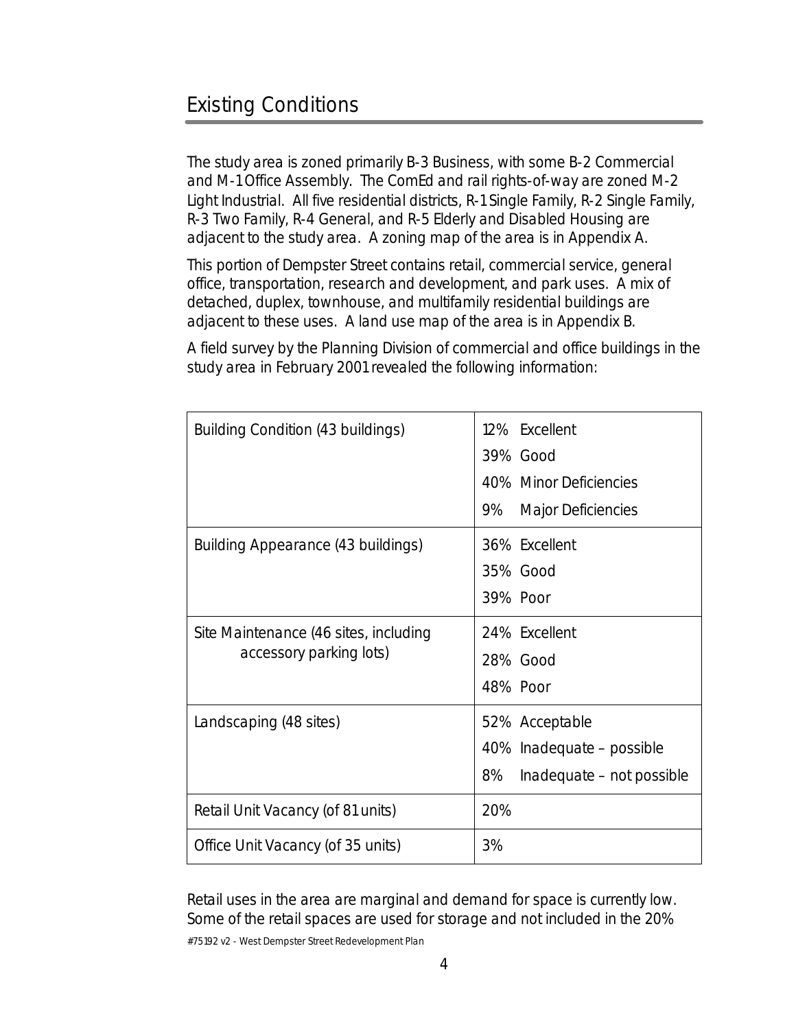## Existing Conditions

The study area is zoned primarily B-3 Business, with some B-2 Commercial and M-1 Office Assembly. The ComEd and rail rights-of-way are zoned M-2 Light Industrial. All five residential districts, R-1 Single Family, R-2 Single Family, R-3 Two Family, R-4 General, and R-5 Elderly and Disabled Housing are adjacent to the study area. A zoning map of the area is in Appendix A.

This portion of Dempster Street contains retail, commercial service, general office, transportation, research and development, and park uses. A mix of detached, duplex, townhouse, and multifamily residential buildings are adjacent to these uses. A land use map of the area is in Appendix B.

A field survey by the Planning Division of commercial and office buildings in the study area in February 2001 revealed the following information:

| | |
|---|---|
| Building Condition (43 buildings) | 12% Excellent<br>39% Good<br>40% Minor Deficiencies<br>9% Major Deficiencies |
| Building Appearance (43 buildings) | 36% Excellent<br>35% Good<br>39% Poor |
| Site Maintenance (46 sites, including accessory parking lots) | 24% Excellent<br>28% Good<br>48% Poor |
| Landscaping (48 sites) | 52% Acceptable<br>40% Inadequate – possible<br>8% Inadequate – not possible |
| Retail Unit Vacancy (of 81 units) | 20% |
| Office Unit Vacancy (of 35 units) | 3% |

Retail uses in the area are marginal and demand for space is currently low. Some of the retail spaces are used for storage and not included in the 20%

#75192 v2 - West Dempster Street Redevelopment Plan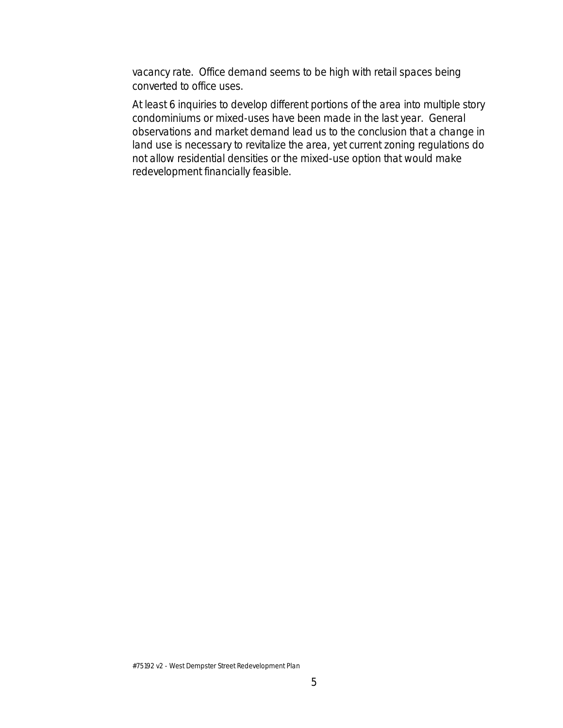vacancy rate. Office demand seems to be high with retail spaces being converted to office uses.

At least 6 inquiries to develop different portions of the area into multiple story condominiums or mixed-uses have been made in the last year. General observations and market demand lead us to the conclusion that a change in land use is necessary to revitalize the area, yet current zoning regulations do not allow residential densities or the mixed-use option that would make redevelopment financially feasible.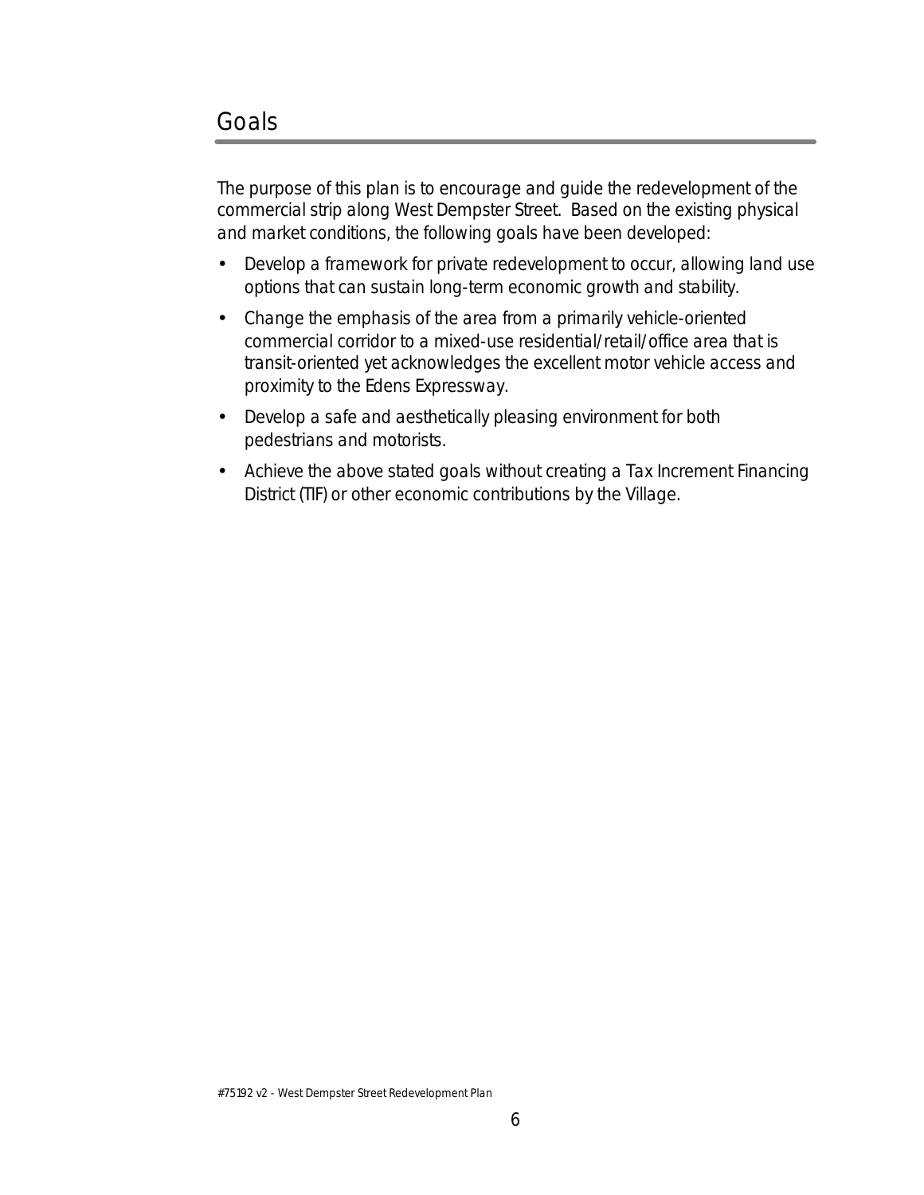## Goals

The purpose of this plan is to encourage and guide the redevelopment of the commercial strip along West Dempster Street. Based on the existing physical and market conditions, the following goals have been developed:

- Develop a framework for private redevelopment to occur, allowing land use options that can sustain long-term economic growth and stability.
- Change the emphasis of the area from a primarily vehicle-oriented commercial corridor to a mixed-use residential/retail/office area that is transit-oriented yet acknowledges the excellent motor vehicle access and proximity to the Edens Expressway.
- Develop a safe and aesthetically pleasing environment for both pedestrians and motorists.
- Achieve the above stated goals without creating a Tax Increment Financing District (TIF) or other economic contributions by the Village.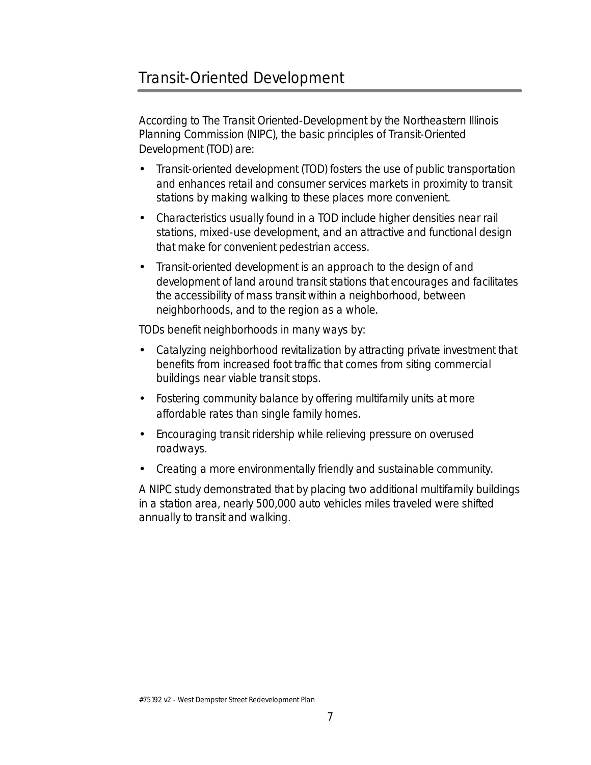# Transit-Oriented Development

According to The Transit Oriented-Development by the Northeastern Illinois Planning Commission (NIPC), the basic principles of Transit-Oriented Development (TOD) are:

- Transit-oriented development (TOD) fosters the use of public transportation and enhances retail and consumer services markets in proximity to transit stations by making walking to these places more convenient.
- Characteristics usually found in a TOD include higher densities near rail stations, mixed-use development, and an attractive and functional design that make for convenient pedestrian access.
- Transit-oriented development is an approach to the design of and development of land around transit stations that encourages and facilitates the accessibility of mass transit within a neighborhood, between neighborhoods, and to the region as a whole.

TODs benefit neighborhoods in many ways by:

- Catalyzing neighborhood revitalization by attracting private investment that benefits from increased foot traffic that comes from siting commercial buildings near viable transit stops.
- Fostering community balance by offering multifamily units at more affordable rates than single family homes.
- Encouraging transit ridership while relieving pressure on overused roadways.
- Creating a more environmentally friendly and sustainable community.

A NIPC study demonstrated that by placing two additional multifamily buildings in a station area, nearly 500,000 auto vehicles miles traveled were shifted annually to transit and walking.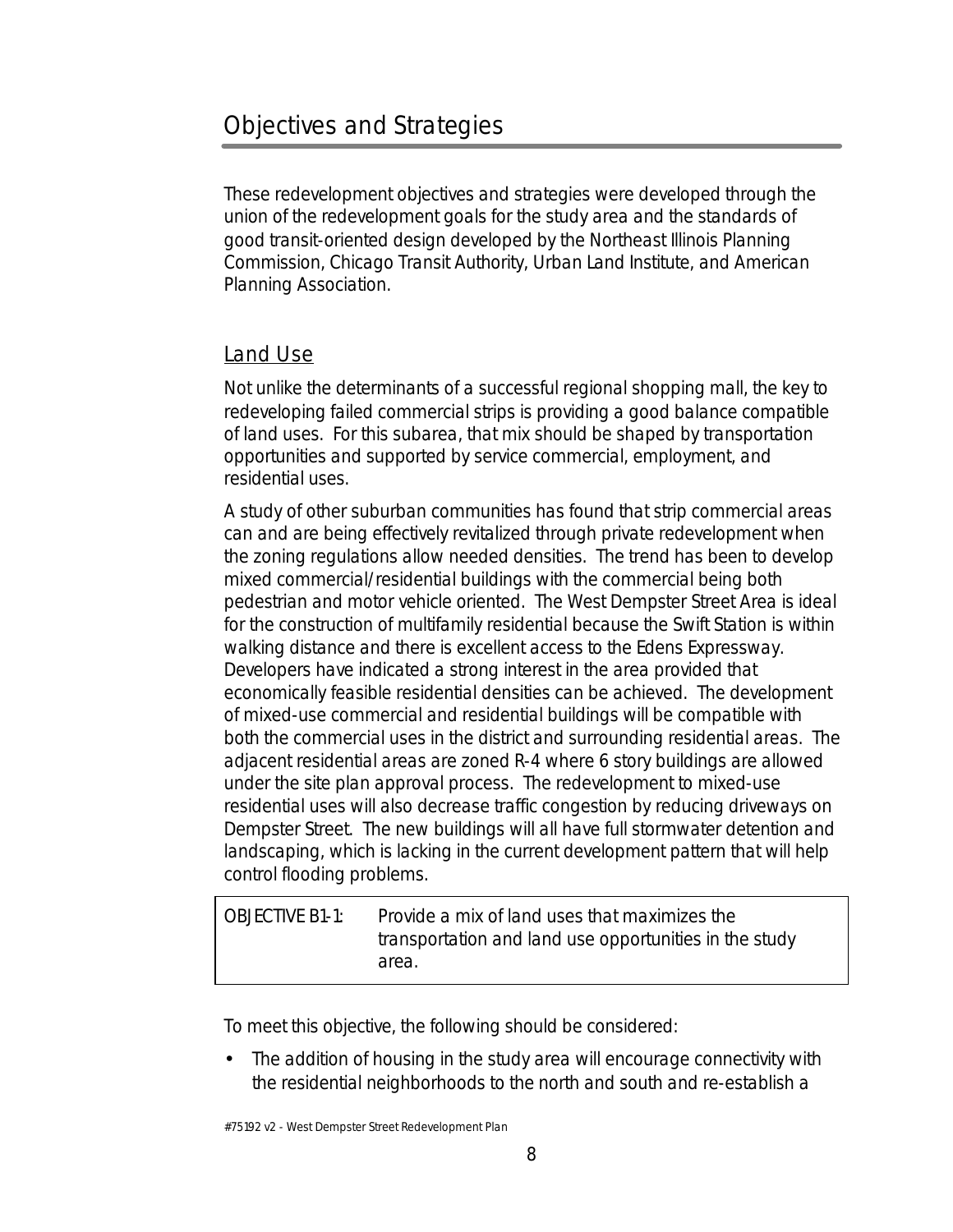# Objectives and Strategies

These redevelopment objectives and strategies were developed through the union of the redevelopment goals for the study area and the standards of good transit-oriented design developed by the Northeast Illinois Planning Commission, Chicago Transit Authority, Urban Land Institute, and American Planning Association.

## Land Use

Not unlike the determinants of a successful regional shopping mall, the key to redeveloping failed commercial strips is providing a good balance compatible of land uses. For this subarea, that mix should be shaped by transportation opportunities and supported by service commercial, employment, and residential uses.

A study of other suburban communities has found that strip commercial areas can and are being effectively revitalized through private redevelopment when the zoning regulations allow needed densities. The trend has been to develop mixed commercial/residential buildings with the commercial being both pedestrian and motor vehicle oriented. The West Dempster Street Area is ideal for the construction of multifamily residential because the Swift Station is within walking distance and there is excellent access to the Edens Expressway. Developers have indicated a strong interest in the area provided that economically feasible residential densities can be achieved. The development of mixed-use commercial and residential buildings will be compatible with both the commercial uses in the district and surrounding residential areas. The adjacent residential areas are zoned R-4 where 6 story buildings are allowed under the site plan approval process. The redevelopment to mixed-use residential uses will also decrease traffic congestion by reducing driveways on Dempster Street. The new buildings will all have full stormwater detention and landscaping, which is lacking in the current development pattern that will help control flooding problems.

| OBJECTIVE B1-1: | Provide a mix of land uses that maximizes the transportation and land use opportunities in the study area. |
|---|---|

To meet this objective, the following should be considered:

- The addition of housing in the study area will encourage connectivity with the residential neighborhoods to the north and south and re-establish a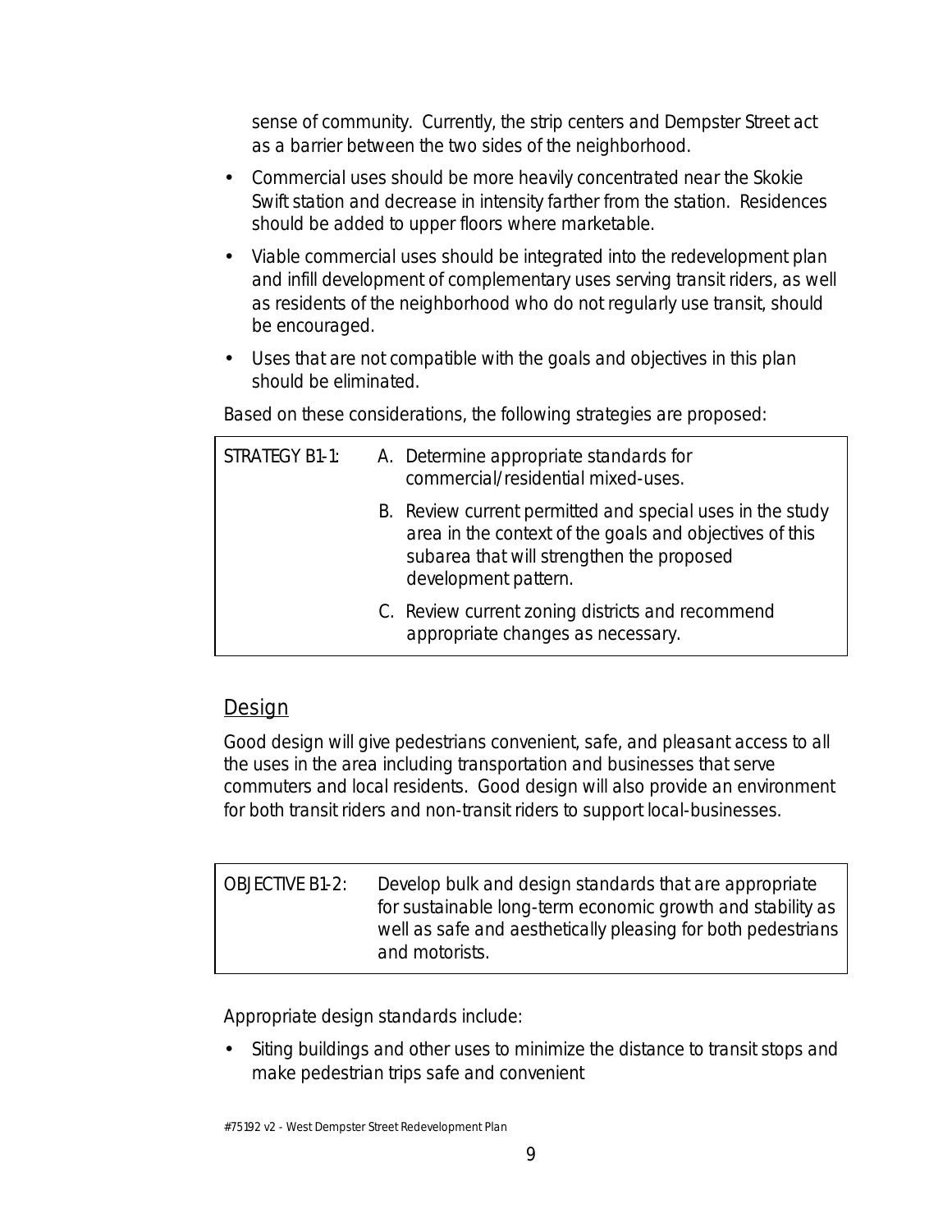sense of community. Currently, the strip centers and Dempster Street act as a barrier between the two sides of the neighborhood.

- Commercial uses should be more heavily concentrated near the Skokie Swift station and decrease in intensity farther from the station. Residences should be added to upper floors where marketable.
- Viable commercial uses should be integrated into the redevelopment plan and infill development of complementary uses serving transit riders, as well as residents of the neighborhood who do not regularly use transit, should be encouraged.
- Uses that are not compatible with the goals and objectives in this plan should be eliminated.

Based on these considerations, the following strategies are proposed:

| STRATEGY B1-1: | A. Determine appropriate standards for commercial/residential mixed-uses. |
|---|---|
| | B. Review current permitted and special uses in the study area in the context of the goals and objectives of this subarea that will strengthen the proposed development pattern. |
| | C. Review current zoning districts and recommend appropriate changes as necessary. |

## Design

Good design will give pedestrians convenient, safe, and pleasant access to all the uses in the area including transportation and businesses that serve commuters and local residents. Good design will also provide an environment for both transit riders and non-transit riders to support local-businesses.

| OBJECTIVE B1-2: | Develop bulk and design standards that are appropriate for sustainable long-term economic growth and stability as well as safe and aesthetically pleasing for both pedestrians and motorists. |
|---|---|

Appropriate design standards include:

- Siting buildings and other uses to minimize the distance to transit stops and make pedestrian trips safe and convenient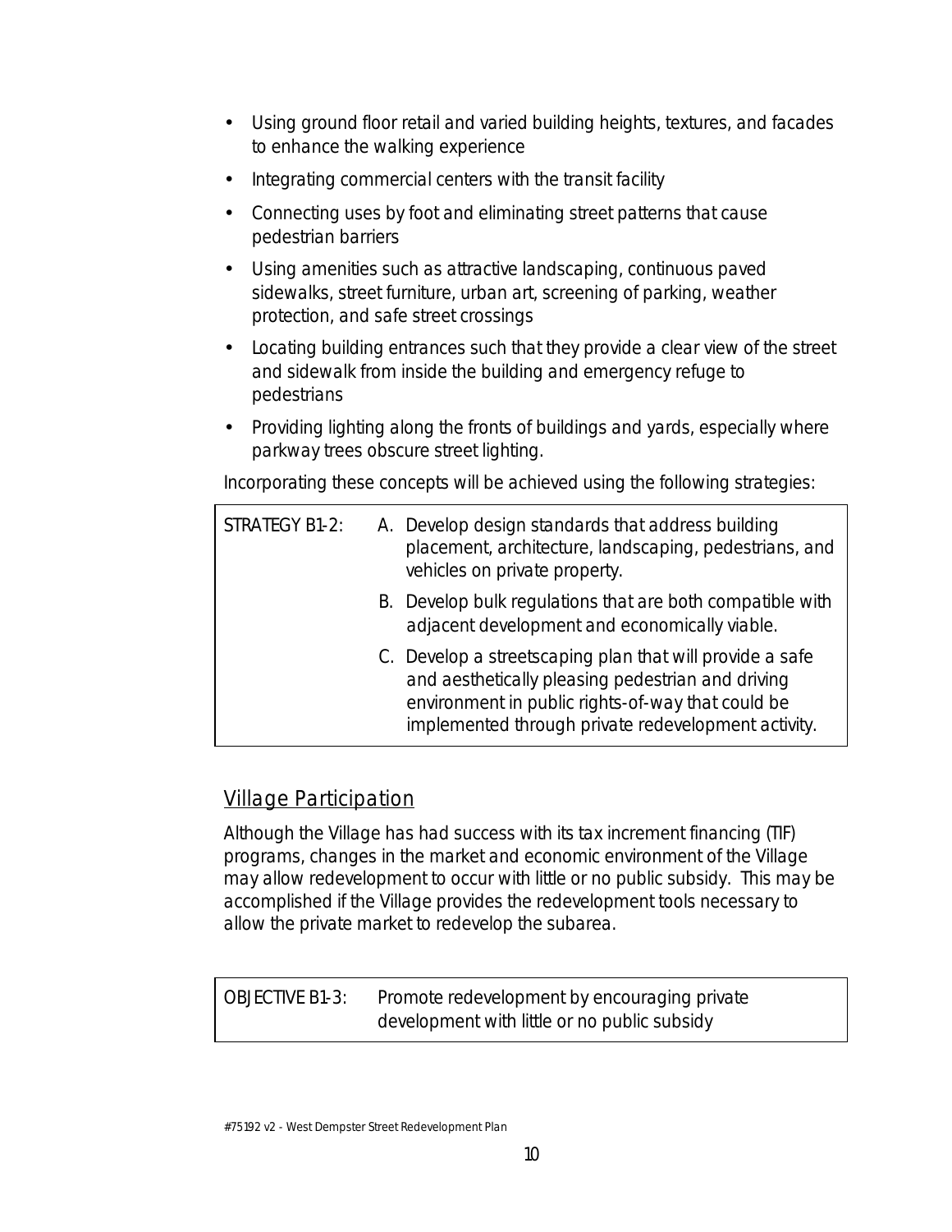- Using ground floor retail and varied building heights, textures, and facades to enhance the walking experience
- Integrating commercial centers with the transit facility
- Connecting uses by foot and eliminating street patterns that cause pedestrian barriers
- Using amenities such as attractive landscaping, continuous paved sidewalks, street furniture, urban art, screening of parking, weather protection, and safe street crossings
- Locating building entrances such that they provide a clear view of the street and sidewalk from inside the building and emergency refuge to pedestrians
- Providing lighting along the fronts of buildings and yards, especially where parkway trees obscure street lighting.

Incorporating these concepts will be achieved using the following strategies:

| STRATEGY B1-2: | A. Develop design standards that address building placement, architecture, landscaping, pedestrians, and vehicles on private property. |
|---|---|
| | B. Develop bulk regulations that are both compatible with adjacent development and economically viable. |
| | C. Develop a streetscaping plan that will provide a safe and aesthetically pleasing pedestrian and driving environment in public rights-of-way that could be implemented through private redevelopment activity. |

## Village Participation

Although the Village has had success with its tax increment financing (TIF) programs, changes in the market and economic environment of the Village may allow redevelopment to occur with little or no public subsidy. This may be accomplished if the Village provides the redevelopment tools necessary to allow the private market to redevelop the subarea.

| OBJECTIVE B1-3: | Promote redevelopment by encouraging private development with little or no public subsidy |
|---|---|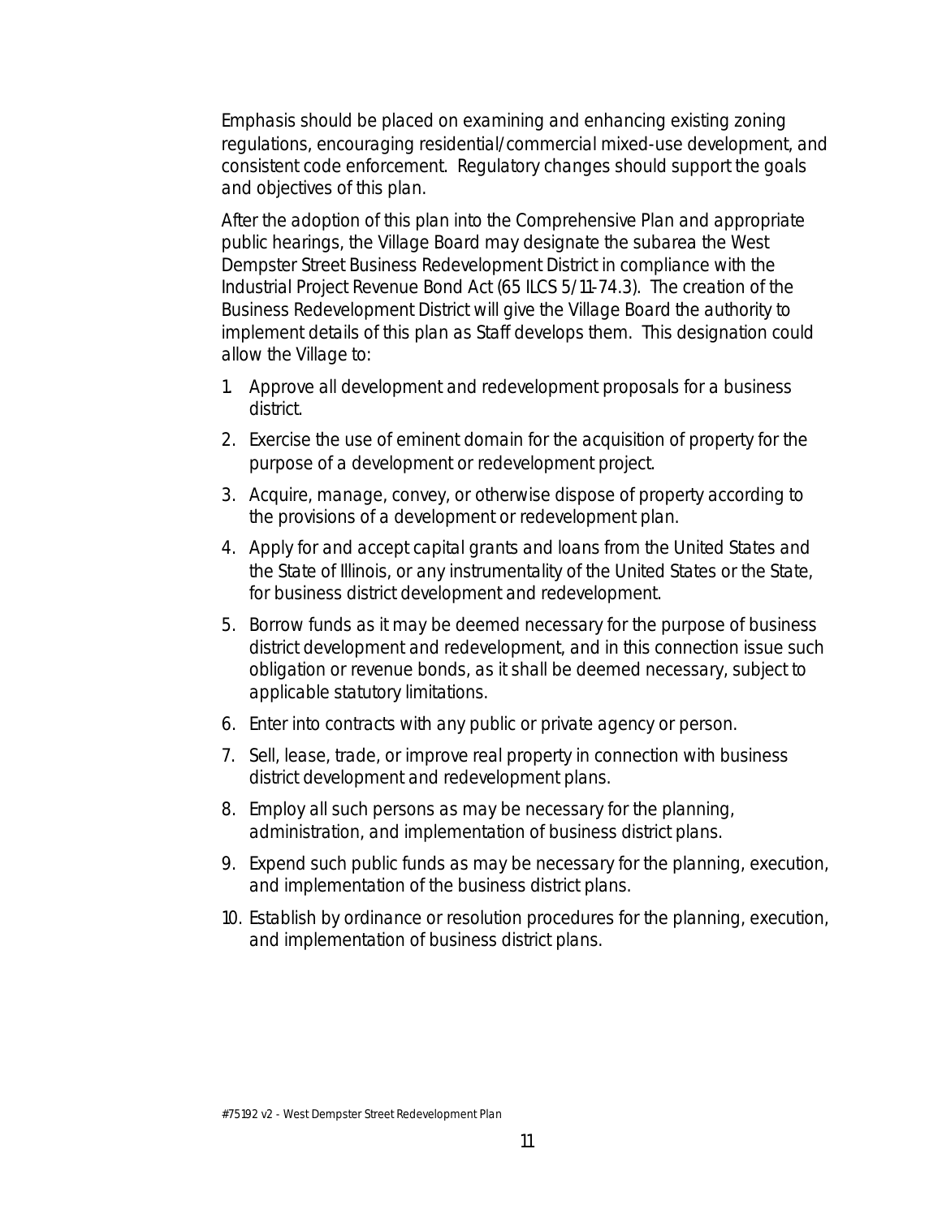Emphasis should be placed on examining and enhancing existing zoning regulations, encouraging residential/commercial mixed-use development, and consistent code enforcement. Regulatory changes should support the goals and objectives of this plan.

After the adoption of this plan into the Comprehensive Plan and appropriate public hearings, the Village Board may designate the subarea the West Dempster Street Business Redevelopment District in compliance with the Industrial Project Revenue Bond Act (65 ILCS 5/11-74.3). The creation of the Business Redevelopment District will give the Village Board the authority to implement details of this plan as Staff develops them. This designation could allow the Village to:

1. Approve all development and redevelopment proposals for a business district.
2. Exercise the use of eminent domain for the acquisition of property for the purpose of a development or redevelopment project.
3. Acquire, manage, convey, or otherwise dispose of property according to the provisions of a development or redevelopment plan.
4. Apply for and accept capital grants and loans from the United States and the State of Illinois, or any instrumentality of the United States or the State, for business district development and redevelopment.
5. Borrow funds as it may be deemed necessary for the purpose of business district development and redevelopment, and in this connection issue such obligation or revenue bonds, as it shall be deemed necessary, subject to applicable statutory limitations.
6. Enter into contracts with any public or private agency or person.
7. Sell, lease, trade, or improve real property in connection with business district development and redevelopment plans.
8. Employ all such persons as may be necessary for the planning, administration, and implementation of business district plans.
9. Expend such public funds as may be necessary for the planning, execution, and implementation of the business district plans.
10. Establish by ordinance or resolution procedures for the planning, execution, and implementation of business district plans.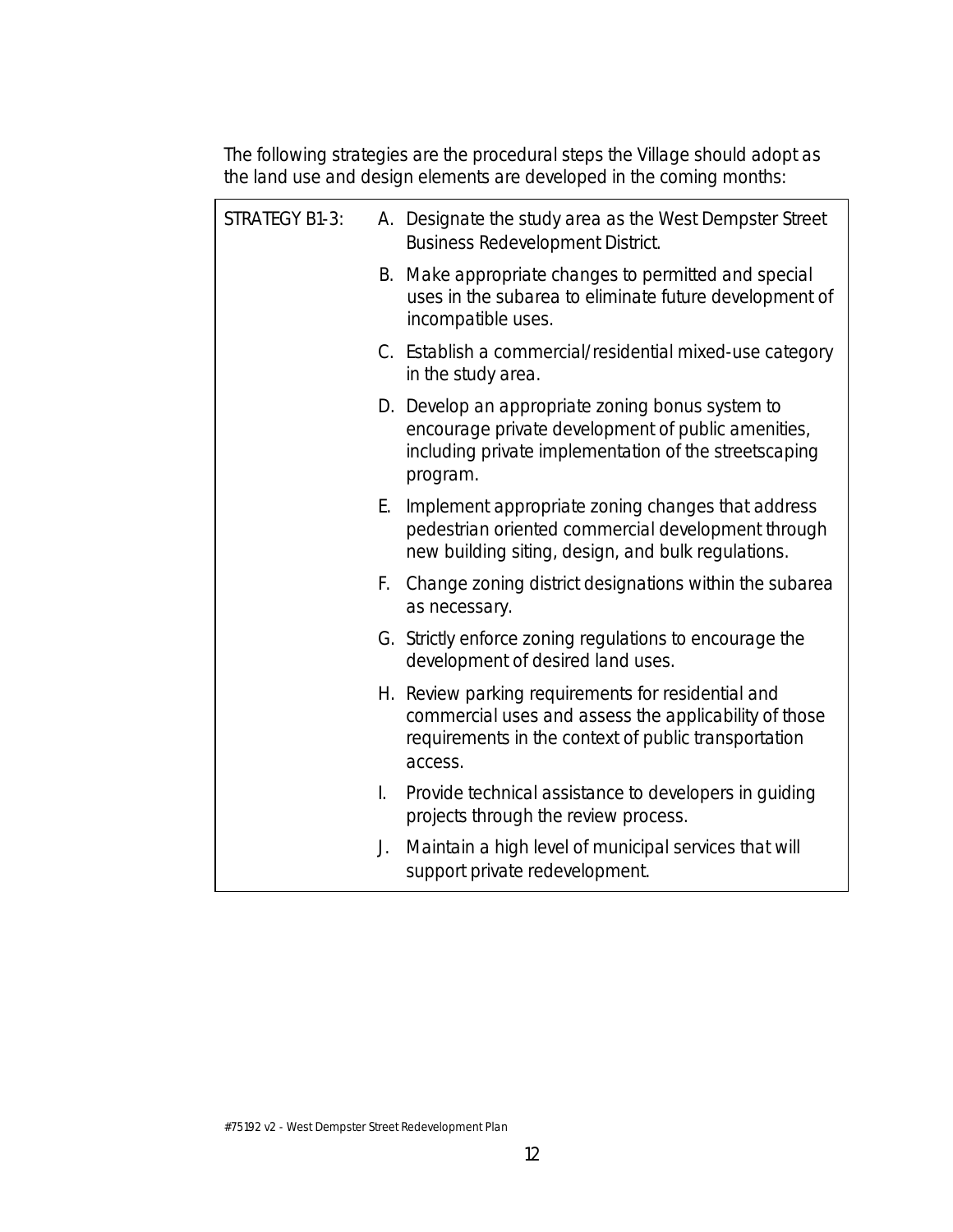The following strategies are the procedural steps the Village should adopt as the land use and design elements are developed in the coming months:

| STRATEGY B1-3: | A. Designate the study area as the West Dempster Street Business Redevelopment District.<br>B. Make appropriate changes to permitted and special uses in the subarea to eliminate future development of incompatible uses.<br>C. Establish a commercial/residential mixed-use category in the study area.<br>D. Develop an appropriate zoning bonus system to encourage private development of public amenities, including private implementation of the streetscaping program.<br>E. Implement appropriate zoning changes that address pedestrian oriented commercial development through new building siting, design, and bulk regulations.<br>F. Change zoning district designations within the subarea as necessary.<br>G. Strictly enforce zoning regulations to encourage the development of desired land uses.<br>H. Review parking requirements for residential and commercial uses and assess the applicability of those requirements in the context of public transportation access.<br>I. Provide technical assistance to developers in guiding projects through the review process.<br>J. Maintain a high level of municipal services that will support private redevelopment. |
|---|---|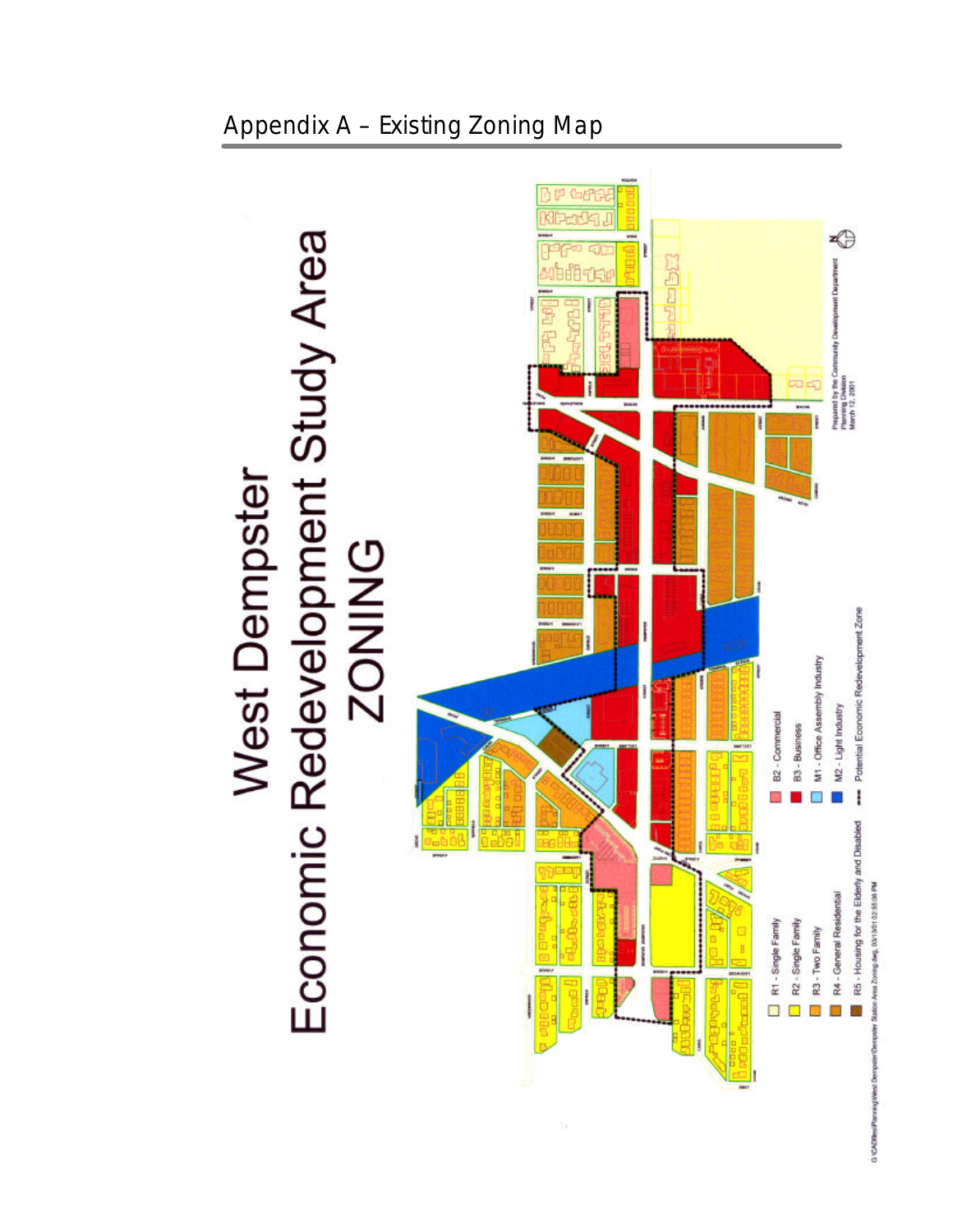## Appendix A – Existing Zoning Map

# West Dempster Economic Redevelopment Study Area ZONING

- R1 - Single Family
- R2 - Single Family
- R3 - Two Family
- R4 - General Residential
- R5 - Housing for the Elderly and Disabled
- B2 - Commercial
- B3 - Business
- M1 - Office Assembly Industry
- M2 - Light Industry
- Potential Economic Redevelopment Zone

Prepared by the Community Development Department
Planning Division
March 12, 2001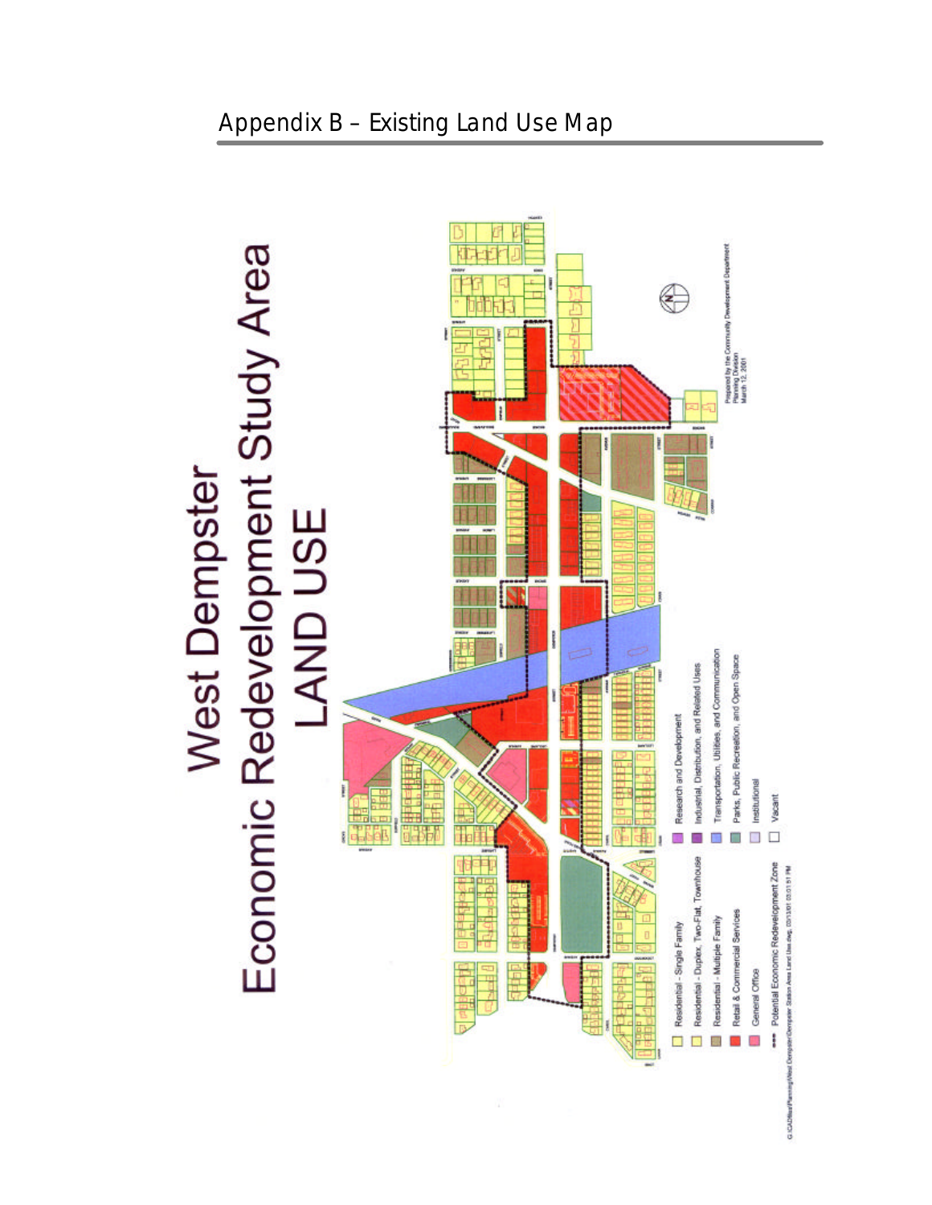## Appendix B – Existing Land Use Map

# West Dempster Economic Redevelopment Study Area LAND USE

Residential - Single Family
Residential - Duplex, Two-Flat, Townhouse
Residential - Multiple Family
Retail & Commercial Services
General Office
Potential Economic Redevelopment Zone
Research and Development
Industrial, Distribution, and Related Uses
Transportation, Utilities, and Communication
Parks, Public Recreation, and Open Space
Institutional
Vacant

Prepared by the Community Development Department
Planning Division
March 12, 2001